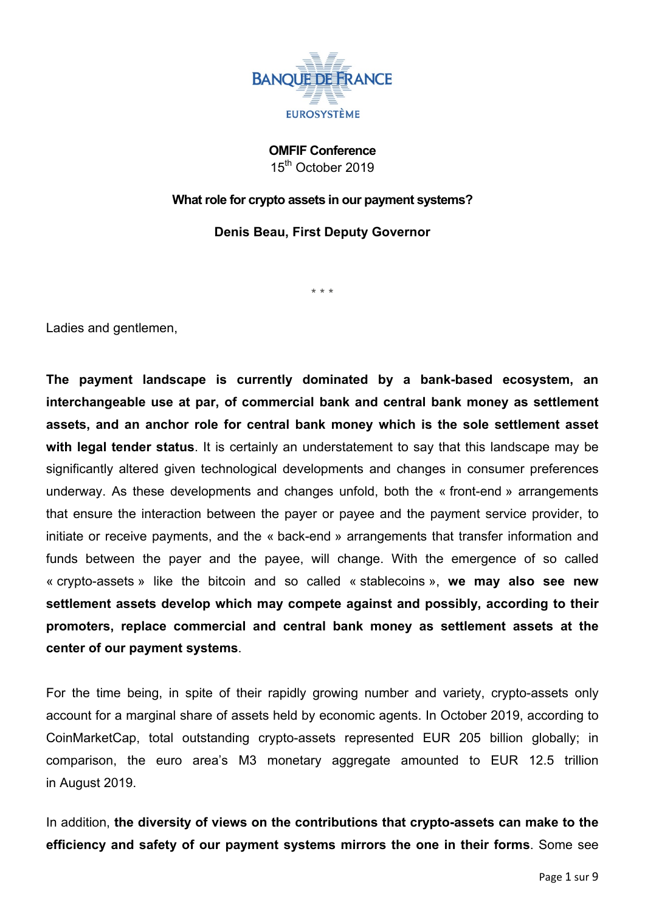BANQUE DE FRANCE

EUROSYSTÈME

**OMFIF Conference**
15th October 2019

**What role for crypto assets in our payment systems?**

**Denis Beau, First Deputy Governor**

\* \* \*

Ladies and gentlemen,

**The payment landscape is currently dominated by a bank-based ecosystem, an interchangeable use at par, of commercial bank and central bank money as settlement assets, and an anchor role for central bank money which is the sole settlement asset with legal tender status**. It is certainly an understatement to say that this landscape may be significantly altered given technological developments and changes in consumer preferences underway. As these developments and changes unfold, both the « front-end » arrangements that ensure the interaction between the payer or payee and the payment service provider, to initiate or receive payments, and the « back-end » arrangements that transfer information and funds between the payer and the payee, will change. With the emergence of so called « crypto-assets » like the bitcoin and so called « stablecoins », **we may also see new settlement assets develop which may compete against and possibly, according to their promoters, replace commercial and central bank money as settlement assets at the center of our payment systems**.

For the time being, in spite of their rapidly growing number and variety, crypto-assets only account for a marginal share of assets held by economic agents. In October 2019, according to CoinMarketCap, total outstanding crypto-assets represented EUR 205 billion globally; in comparison, the euro area's M3 monetary aggregate amounted to EUR 12.5 trillion in August 2019.

In addition, **the diversity of views on the contributions that crypto-assets can make to the efficiency and safety of our payment systems mirrors the one in their forms**. Some see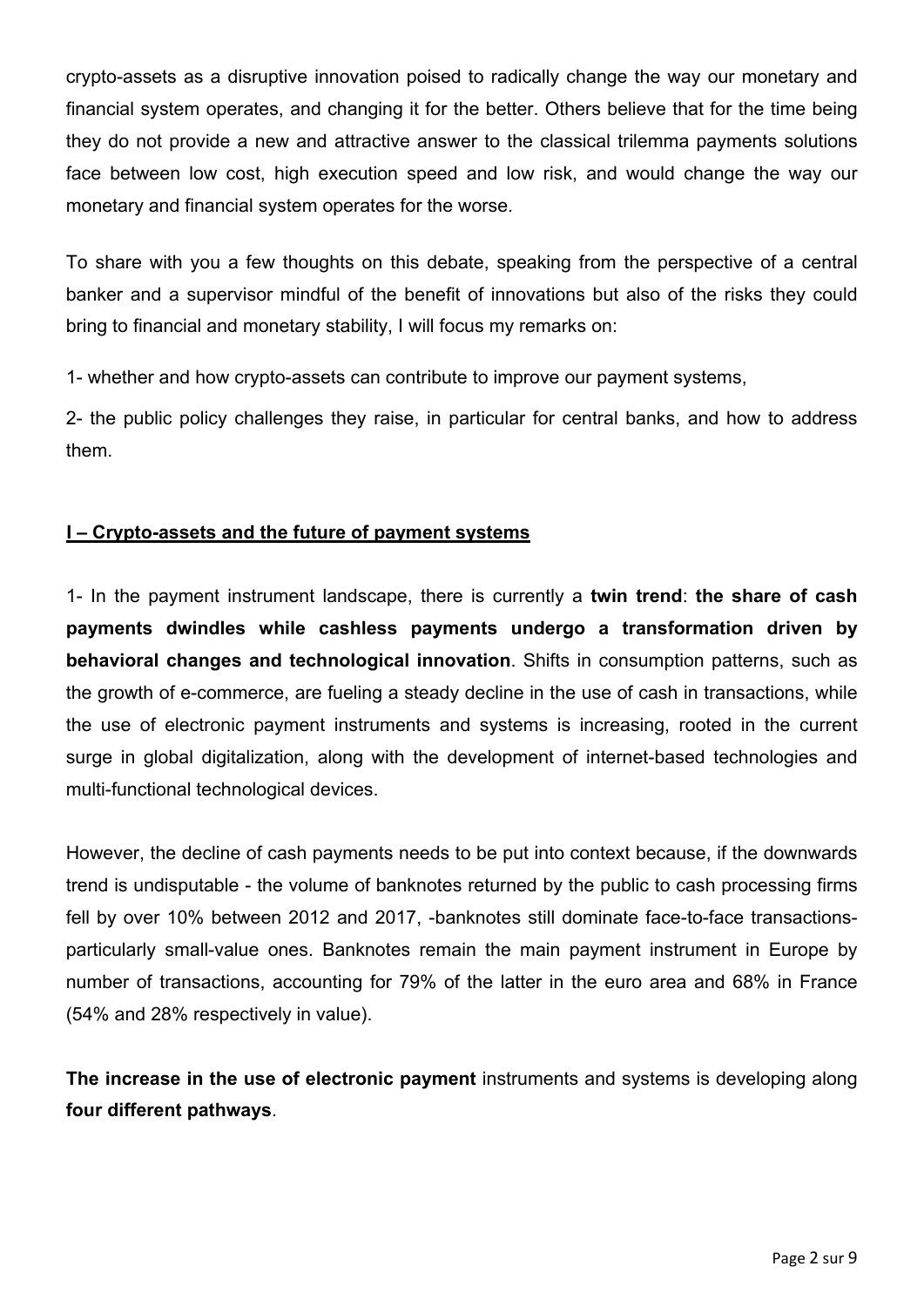crypto-assets as a disruptive innovation poised to radically change the way our monetary and financial system operates, and changing it for the better. Others believe that for the time being they do not provide a new and attractive answer to the classical trilemma payments solutions face between low cost, high execution speed and low risk, and would change the way our monetary and financial system operates for the worse.

To share with you a few thoughts on this debate, speaking from the perspective of a central banker and a supervisor mindful of the benefit of innovations but also of the risks they could bring to financial and monetary stability, I will focus my remarks on:

1- whether and how crypto-assets can contribute to improve our payment systems,

2- the public policy challenges they raise, in particular for central banks, and how to address them.

## I – Crypto-assets and the future of payment systems

1- In the payment instrument landscape, there is currently a **twin trend**: **the share of cash payments dwindles while cashless payments undergo a transformation driven by behavioral changes and technological innovation**. Shifts in consumption patterns, such as the growth of e-commerce, are fueling a steady decline in the use of cash in transactions, while the use of electronic payment instruments and systems is increasing, rooted in the current surge in global digitalization, along with the development of internet-based technologies and multi-functional technological devices.

However, the decline of cash payments needs to be put into context because, if the downwards trend is undisputable - the volume of banknotes returned by the public to cash processing firms fell by over 10% between 2012 and 2017, -banknotes still dominate face-to-face transactions- particularly small-value ones. Banknotes remain the main payment instrument in Europe by number of transactions, accounting for 79% of the latter in the euro area and 68% in France (54% and 28% respectively in value).

**The increase in the use of electronic payment** instruments and systems is developing along **four different pathways**.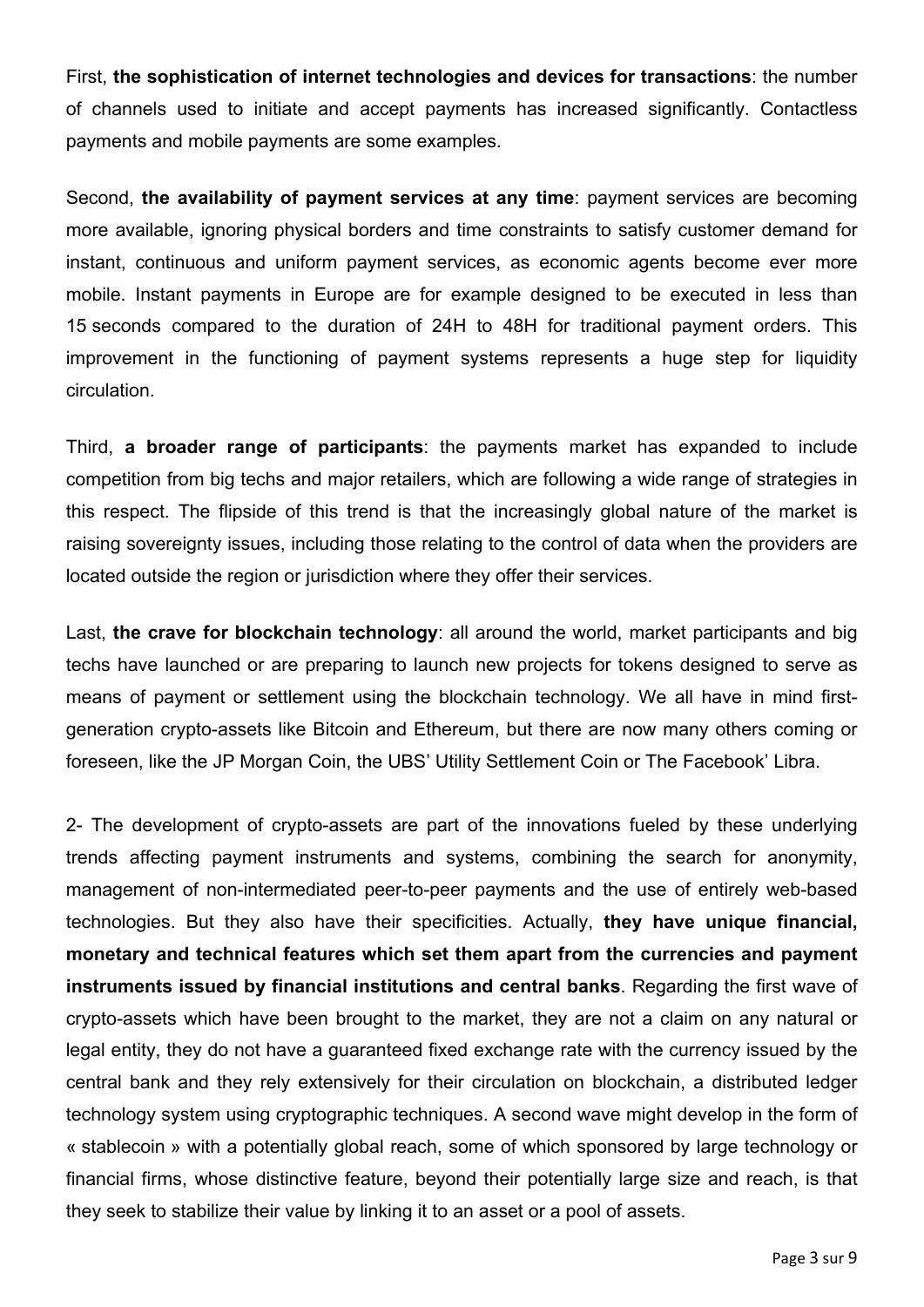First, **the sophistication of internet technologies and devices for transactions**: the number of channels used to initiate and accept payments has increased significantly. Contactless payments and mobile payments are some examples.

Second, **the availability of payment services at any time**: payment services are becoming more available, ignoring physical borders and time constraints to satisfy customer demand for instant, continuous and uniform payment services, as economic agents become ever more mobile. Instant payments in Europe are for example designed to be executed in less than 15 seconds compared to the duration of 24H to 48H for traditional payment orders. This improvement in the functioning of payment systems represents a huge step for liquidity circulation.

Third, **a broader range of participants**: the payments market has expanded to include competition from big techs and major retailers, which are following a wide range of strategies in this respect. The flipside of this trend is that the increasingly global nature of the market is raising sovereignty issues, including those relating to the control of data when the providers are located outside the region or jurisdiction where they offer their services.

Last, **the crave for blockchain technology**: all around the world, market participants and big techs have launched or are preparing to launch new projects for tokens designed to serve as means of payment or settlement using the blockchain technology. We all have in mind first-generation crypto-assets like Bitcoin and Ethereum, but there are now many others coming or foreseen, like the JP Morgan Coin, the UBS' Utility Settlement Coin or The Facebook' Libra.

2- The development of crypto-assets are part of the innovations fueled by these underlying trends affecting payment instruments and systems, combining the search for anonymity, management of non-intermediated peer-to-peer payments and the use of entirely web-based technologies. But they also have their specificities. Actually, **they have unique financial, monetary and technical features which set them apart from the currencies and payment instruments issued by financial institutions and central banks**. Regarding the first wave of crypto-assets which have been brought to the market, they are not a claim on any natural or legal entity, they do not have a guaranteed fixed exchange rate with the currency issued by the central bank and they rely extensively for their circulation on blockchain, a distributed ledger technology system using cryptographic techniques. A second wave might develop in the form of « stablecoin » with a potentially global reach, some of which sponsored by large technology or financial firms, whose distinctive feature, beyond their potentially large size and reach, is that they seek to stabilize their value by linking it to an asset or a pool of assets.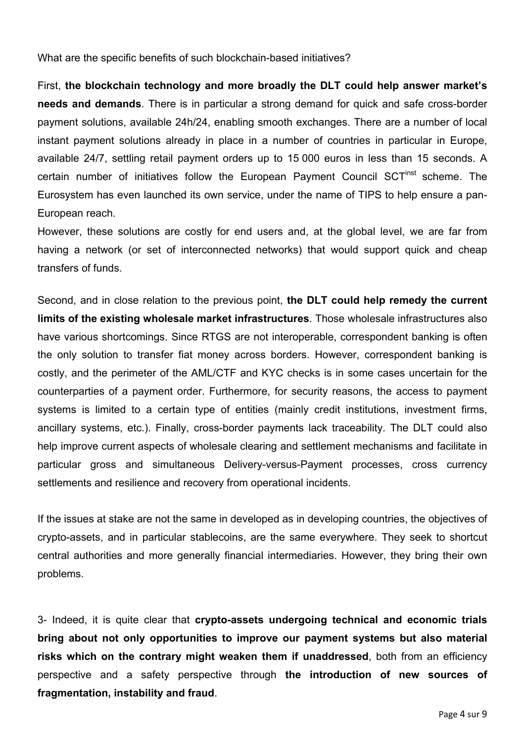What are the specific benefits of such blockchain-based initiatives?

First, **the blockchain technology and more broadly the DLT could help answer market's needs and demands**. There is in particular a strong demand for quick and safe cross-border payment solutions, available 24h/24, enabling smooth exchanges. There are a number of local instant payment solutions already in place in a number of countries in particular in Europe, available 24/7, settling retail payment orders up to 15 000 euros in less than 15 seconds. A certain number of initiatives follow the European Payment Council SCT$^{inst}$ scheme. The Eurosystem has even launched its own service, under the name of TIPS to help ensure a pan-European reach.

However, these solutions are costly for end users and, at the global level, we are far from having a network (or set of interconnected networks) that would support quick and cheap transfers of funds.

Second, and in close relation to the previous point, **the DLT could help remedy the current limits of the existing wholesale market infrastructures**. Those wholesale infrastructures also have various shortcomings. Since RTGS are not interoperable, correspondent banking is often the only solution to transfer fiat money across borders. However, correspondent banking is costly, and the perimeter of the AML/CTF and KYC checks is in some cases uncertain for the counterparties of a payment order. Furthermore, for security reasons, the access to payment systems is limited to a certain type of entities (mainly credit institutions, investment firms, ancillary systems, etc.). Finally, cross-border payments lack traceability. The DLT could also help improve current aspects of wholesale clearing and settlement mechanisms and facilitate in particular gross and simultaneous Delivery-versus-Payment processes, cross currency settlements and resilience and recovery from operational incidents.

If the issues at stake are not the same in developed as in developing countries, the objectives of crypto-assets, and in particular stablecoins, are the same everywhere. They seek to shortcut central authorities and more generally financial intermediaries. However, they bring their own problems.

3- Indeed, it is quite clear that **crypto-assets undergoing technical and economic trials bring about not only opportunities to improve our payment systems but also material risks which on the contrary might weaken them if unaddressed**, both from an efficiency perspective and a safety perspective through **the introduction of new sources of fragmentation, instability and fraud**.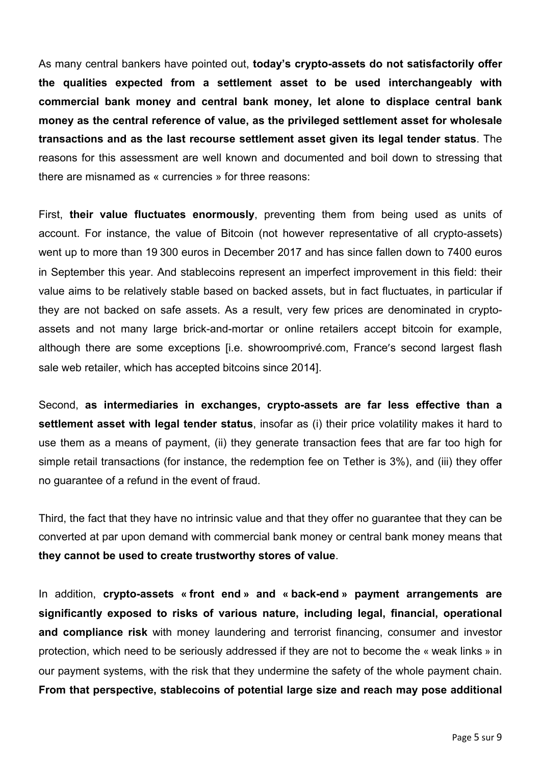As many central bankers have pointed out, **today's crypto-assets do not satisfactorily offer the qualities expected from a settlement asset to be used interchangeably with commercial bank money and central bank money, let alone to displace central bank money as the central reference of value, as the privileged settlement asset for wholesale transactions and as the last recourse settlement asset given its legal tender status**. The reasons for this assessment are well known and documented and boil down to stressing that there are misnamed as « currencies » for three reasons:

First, **their value fluctuates enormously**, preventing them from being used as units of account. For instance, the value of Bitcoin (not however representative of all crypto-assets) went up to more than 19 300 euros in December 2017 and has since fallen down to 7400 euros in September this year. And stablecoins represent an imperfect improvement in this field: their value aims to be relatively stable based on backed assets, but in fact fluctuates, in particular if they are not backed on safe assets. As a result, very few prices are denominated in crypto-assets and not many large brick-and-mortar or online retailers accept bitcoin for example, although there are some exceptions [i.e. showroomprivé.com, France's second largest flash sale web retailer, which has accepted bitcoins since 2014].

Second, **as intermediaries in exchanges, crypto-assets are far less effective than a settlement asset with legal tender status**, insofar as (i) their price volatility makes it hard to use them as a means of payment, (ii) they generate transaction fees that are far too high for simple retail transactions (for instance, the redemption fee on Tether is 3%), and (iii) they offer no guarantee of a refund in the event of fraud.

Third, the fact that they have no intrinsic value and that they offer no guarantee that they can be converted at par upon demand with commercial bank money or central bank money means that **they cannot be used to create trustworthy stores of value**.

In addition, **crypto-assets « front end » and « back-end » payment arrangements are significantly exposed to risks of various nature, including legal, financial, operational and compliance risk** with money laundering and terrorist financing, consumer and investor protection, which need to be seriously addressed if they are not to become the « weak links » in our payment systems, with the risk that they undermine the safety of the whole payment chain. **From that perspective, stablecoins of potential large size and reach may pose additional**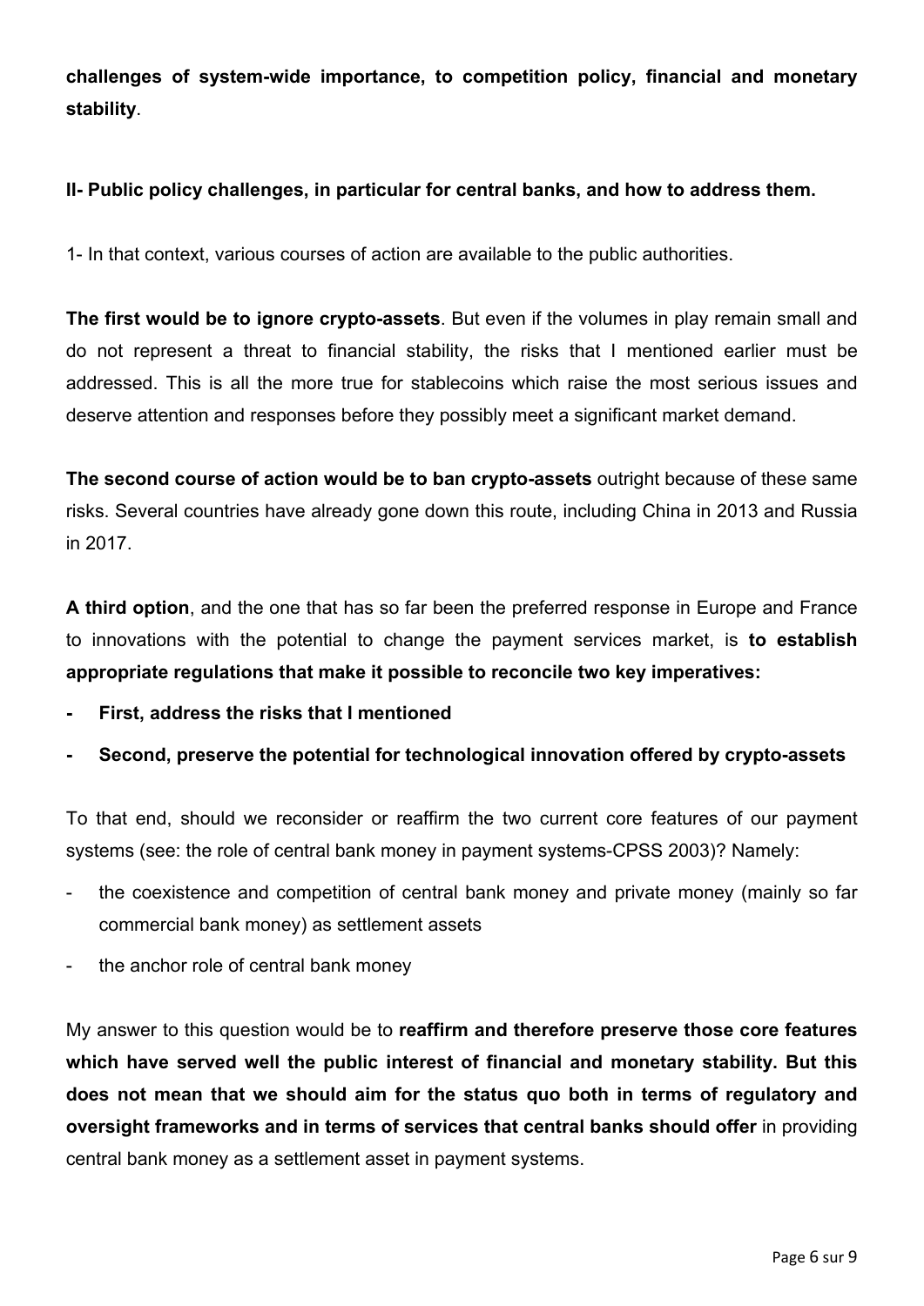**challenges of system-wide importance, to competition policy, financial and monetary stability**.

## II- Public policy challenges, in particular for central banks, and how to address them.

1- In that context, various courses of action are available to the public authorities.

**The first would be to ignore crypto-assets**. But even if the volumes in play remain small and do not represent a threat to financial stability, the risks that I mentioned earlier must be addressed. This is all the more true for stablecoins which raise the most serious issues and deserve attention and responses before they possibly meet a significant market demand.

**The second course of action would be to ban crypto-assets** outright because of these same risks. Several countries have already gone down this route, including China in 2013 and Russia in 2017.

**A third option**, and the one that has so far been the preferred response in Europe and France to innovations with the potential to change the payment services market, is **to establish appropriate regulations that make it possible to reconcile two key imperatives:**

- **First, address the risks that I mentioned**
- **Second, preserve the potential for technological innovation offered by crypto-assets**

To that end, should we reconsider or reaffirm the two current core features of our payment systems (see: the role of central bank money in payment systems-CPSS 2003)? Namely:

- the coexistence and competition of central bank money and private money (mainly so far commercial bank money) as settlement assets
- the anchor role of central bank money

My answer to this question would be to **reaffirm and therefore preserve those core features which have served well the public interest of financial and monetary stability. But this does not mean that we should aim for the status quo both in terms of regulatory and oversight frameworks and in terms of services that central banks should offer** in providing central bank money as a settlement asset in payment systems.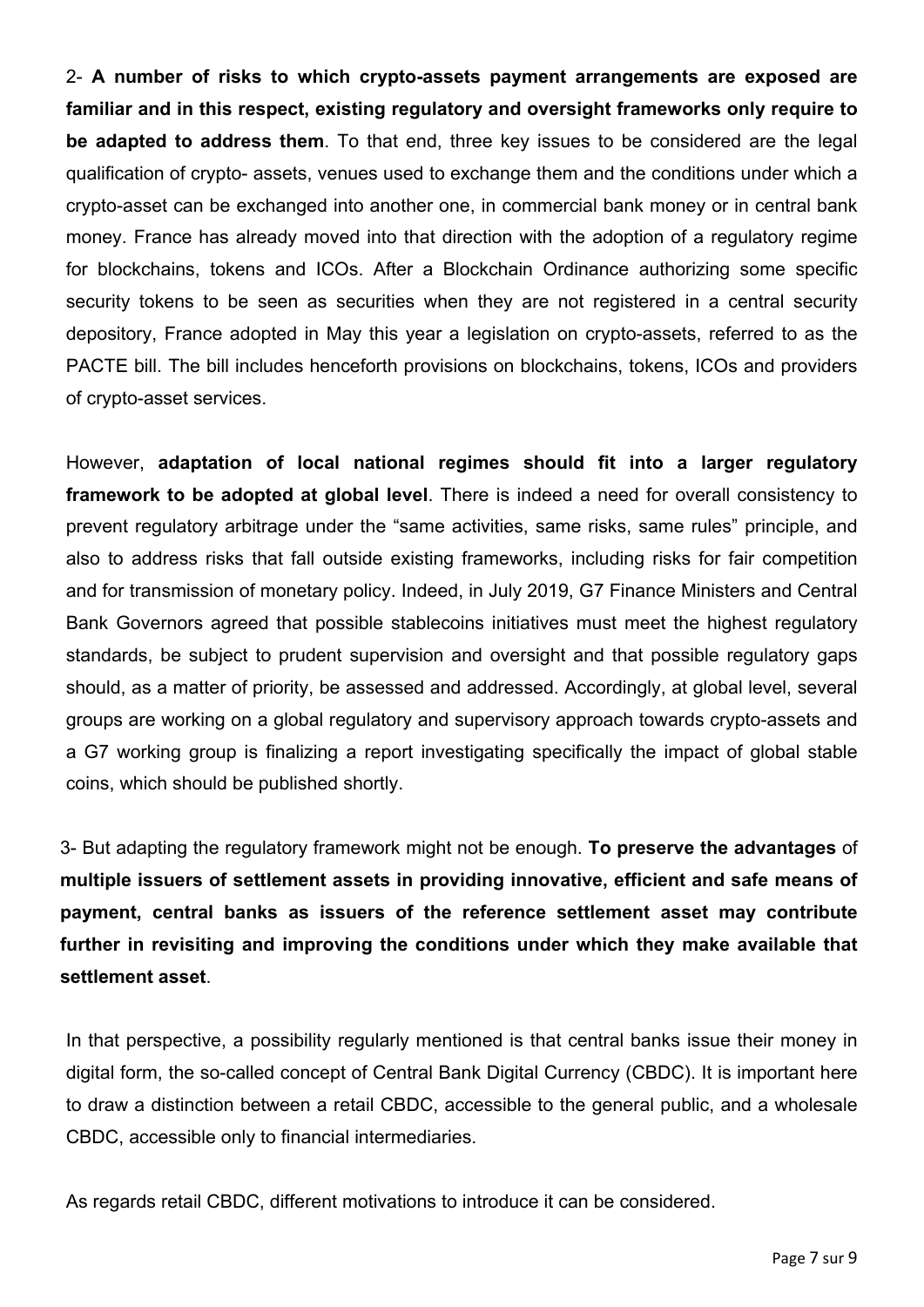2- **A number of risks to which crypto-assets payment arrangements are exposed are familiar and in this respect, existing regulatory and oversight frameworks only require to be adapted to address them**. To that end, three key issues to be considered are the legal qualification of crypto- assets, venues used to exchange them and the conditions under which a crypto-asset can be exchanged into another one, in commercial bank money or in central bank money. France has already moved into that direction with the adoption of a regulatory regime for blockchains, tokens and ICOs. After a Blockchain Ordinance authorizing some specific security tokens to be seen as securities when they are not registered in a central security depository, France adopted in May this year a legislation on crypto-assets, referred to as the PACTE bill. The bill includes henceforth provisions on blockchains, tokens, ICOs and providers of crypto-asset services.

However, **adaptation of local national regimes should fit into a larger regulatory framework to be adopted at global level**. There is indeed a need for overall consistency to prevent regulatory arbitrage under the "same activities, same risks, same rules" principle, and also to address risks that fall outside existing frameworks, including risks for fair competition and for transmission of monetary policy. Indeed, in July 2019, G7 Finance Ministers and Central Bank Governors agreed that possible stablecoins initiatives must meet the highest regulatory standards, be subject to prudent supervision and oversight and that possible regulatory gaps should, as a matter of priority, be assessed and addressed. Accordingly, at global level, several groups are working on a global regulatory and supervisory approach towards crypto-assets and a G7 working group is finalizing a report investigating specifically the impact of global stable coins, which should be published shortly.

3- But adapting the regulatory framework might not be enough. **To preserve the advantages of multiple issuers of settlement assets in providing innovative, efficient and safe means of payment, central banks as issuers of the reference settlement asset may contribute further in revisiting and improving the conditions under which they make available that settlement asset**.

In that perspective, a possibility regularly mentioned is that central banks issue their money in digital form, the so-called concept of Central Bank Digital Currency (CBDC). It is important here to draw a distinction between a retail CBDC, accessible to the general public, and a wholesale CBDC, accessible only to financial intermediaries.

As regards retail CBDC, different motivations to introduce it can be considered.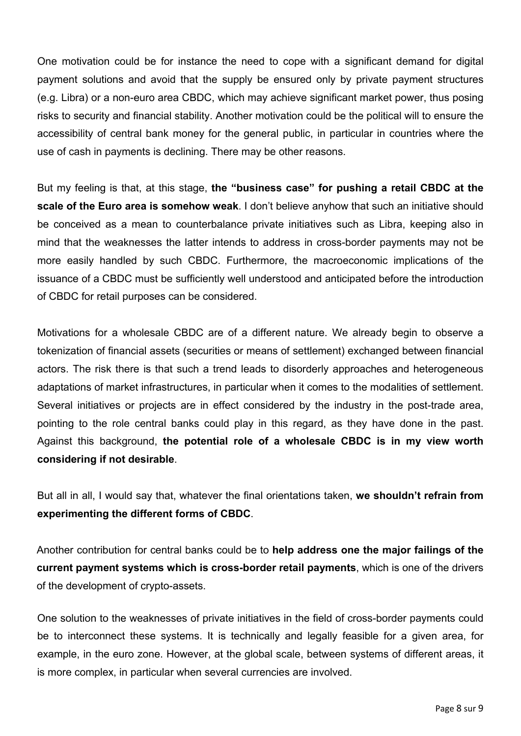One motivation could be for instance the need to cope with a significant demand for digital payment solutions and avoid that the supply be ensured only by private payment structures (e.g. Libra) or a non-euro area CBDC, which may achieve significant market power, thus posing risks to security and financial stability. Another motivation could be the political will to ensure the accessibility of central bank money for the general public, in particular in countries where the use of cash in payments is declining. There may be other reasons.

But my feeling is that, at this stage, **the "business case" for pushing a retail CBDC at the scale of the Euro area is somehow weak**. I don't believe anyhow that such an initiative should be conceived as a mean to counterbalance private initiatives such as Libra, keeping also in mind that the weaknesses the latter intends to address in cross-border payments may not be more easily handled by such CBDC. Furthermore, the macroeconomic implications of the issuance of a CBDC must be sufficiently well understood and anticipated before the introduction of CBDC for retail purposes can be considered.

Motivations for a wholesale CBDC are of a different nature. We already begin to observe a tokenization of financial assets (securities or means of settlement) exchanged between financial actors. The risk there is that such a trend leads to disorderly approaches and heterogeneous adaptations of market infrastructures, in particular when it comes to the modalities of settlement. Several initiatives or projects are in effect considered by the industry in the post-trade area, pointing to the role central banks could play in this regard, as they have done in the past. Against this background, **the potential role of a wholesale CBDC is in my view worth considering if not desirable**.

But all in all, I would say that, whatever the final orientations taken, **we shouldn't refrain from experimenting the different forms of CBDC**.

Another contribution for central banks could be to **help address one the major failings of the current payment systems which is cross-border retail payments**, which is one of the drivers of the development of crypto-assets.

One solution to the weaknesses of private initiatives in the field of cross-border payments could be to interconnect these systems. It is technically and legally feasible for a given area, for example, in the euro zone. However, at the global scale, between systems of different areas, it is more complex, in particular when several currencies are involved.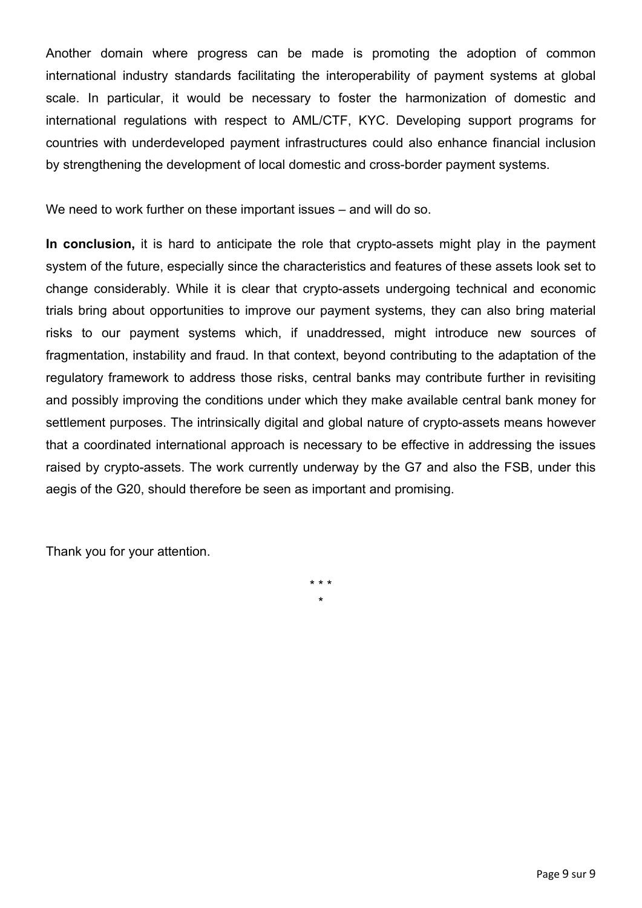Another domain where progress can be made is promoting the adoption of common international industry standards facilitating the interoperability of payment systems at global scale. In particular, it would be necessary to foster the harmonization of domestic and international regulations with respect to AML/CTF, KYC. Developing support programs for countries with underdeveloped payment infrastructures could also enhance financial inclusion by strengthening the development of local domestic and cross-border payment systems.

We need to work further on these important issues – and will do so.

**In conclusion,** it is hard to anticipate the role that crypto-assets might play in the payment system of the future, especially since the characteristics and features of these assets look set to change considerably. While it is clear that crypto-assets undergoing technical and economic trials bring about opportunities to improve our payment systems, they can also bring material risks to our payment systems which, if unaddressed, might introduce new sources of fragmentation, instability and fraud. In that context, beyond contributing to the adaptation of the regulatory framework to address those risks, central banks may contribute further in revisiting and possibly improving the conditions under which they make available central bank money for settlement purposes. The intrinsically digital and global nature of crypto-assets means however that a coordinated international approach is necessary to be effective in addressing the issues raised by crypto-assets. The work currently underway by the G7 and also the FSB, under this aegis of the G20, should therefore be seen as important and promising.

Thank you for your attention.

\* \* \*
\*